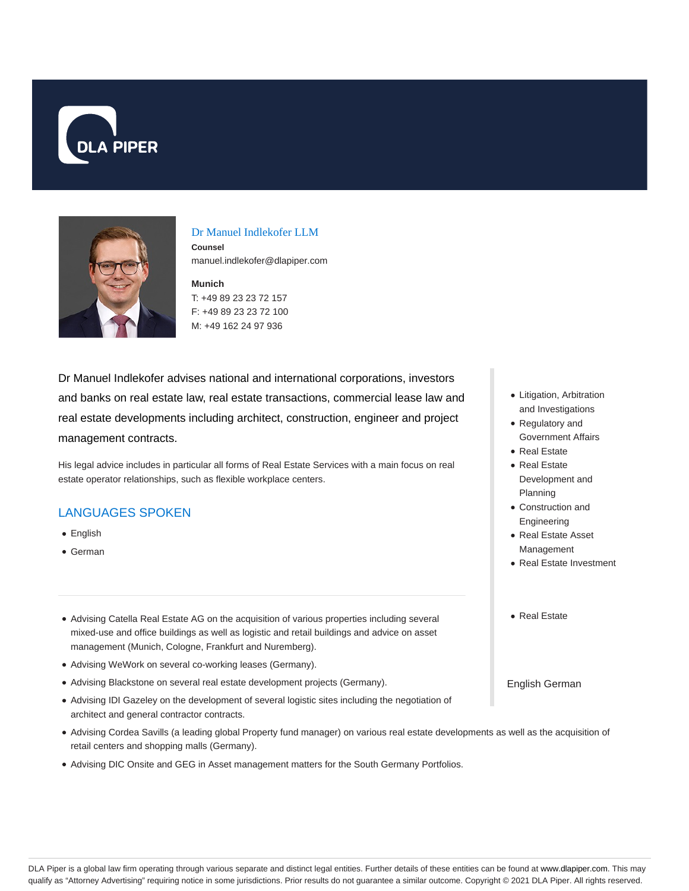DLA PIPER

## Dr Manuel Indlekofer LLM

**Counsel**

manuel.indlekofer@dlapiper.com

**Munich**

T: +49 89 23 23 72 157

F: +49 89 23 23 72 100

M: +49 162 24 97 936

Dr Manuel Indlekofer advises national and international corporations, investors and banks on real estate law, real estate transactions, commercial lease law and real estate developments including architect, construction, engineer and project management contracts.

His legal advice includes in particular all forms of Real Estate Services with a main focus on real estate operator relationships, such as flexible workplace centers.

## LANGUAGES SPOKEN

- English
- German

---

- Advising Catella Real Estate AG on the acquisition of various properties including several mixed-use and office buildings as well as logistic and retail buildings and advice on asset management (Munich, Cologne, Frankfurt and Nuremberg).
- Advising WeWork on several co-working leases (Germany).
- Advising Blackstone on several real estate development projects (Germany).
- Advising IDI Gazeley on the development of several logistic sites including the negotiation of architect and general contractor contracts.
- Advising Cordea Savills (a leading global Property fund manager) on various real estate developments as well as the acquisition of retail centers and shopping malls (Germany).
- Advising DIC Onsite and GEG in Asset management matters for the South Germany Portfolios.

- Litigation, Arbitration and Investigations
- Regulatory and Government Affairs
- Real Estate
- Real Estate Development and Planning
- Construction and Engineering
- Real Estate Asset Management
- Real Estate Investment

- Real Estate

English German

DLA Piper is a global law firm operating through various separate and distinct legal entities. Further details of these entities can be found at www.dlapiper.com. This may qualify as “Attorney Advertising” requiring notice in some jurisdictions. Prior results do not guarantee a similar outcome. Copyright © 2021 DLA Piper. All rights reserved.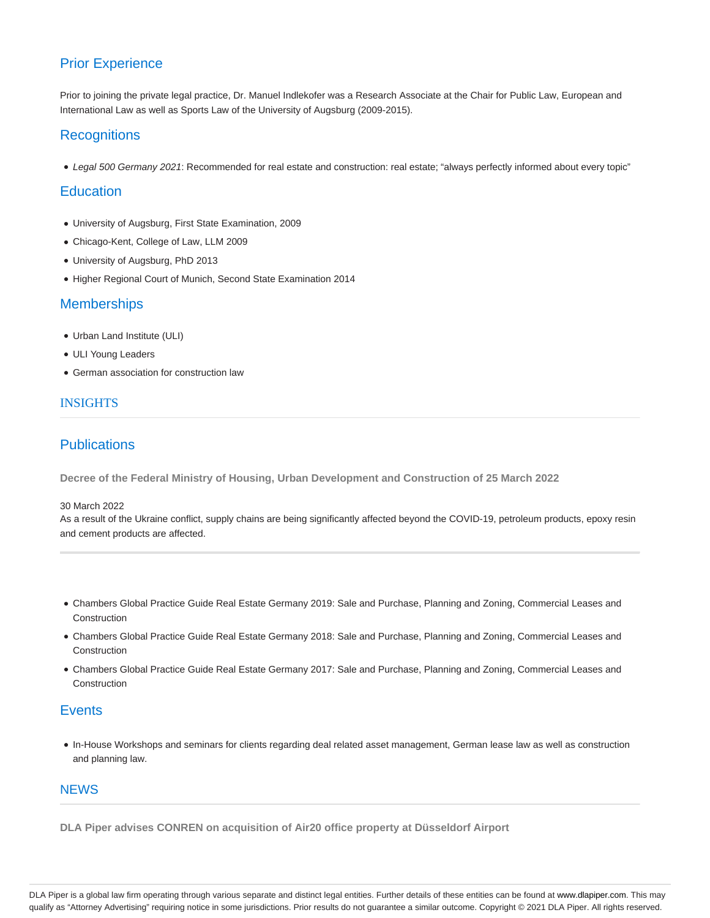## Prior Experience

Prior to joining the private legal practice, Dr. Manuel Indlekofer was a Research Associate at the Chair for Public Law, European and International Law as well as Sports Law of the University of Augsburg (2009-2015).

## Recognitions

- *Legal 500 Germany 2021*: Recommended for real estate and construction: real estate; "always perfectly informed about every topic"

## Education

- University of Augsburg, First State Examination, 2009
- Chicago-Kent, College of Law, LLM 2009
- University of Augsburg, PhD 2013
- Higher Regional Court of Munich, Second State Examination 2014

## Memberships

- Urban Land Institute (ULI)
- ULI Young Leaders
- German association for construction law

## INSIGHTS

## Publications

**Decree of the Federal Ministry of Housing, Urban Development and Construction of 25 March 2022**

30 March 2022
As a result of the Ukraine conflict, supply chains are being significantly affected beyond the COVID-19, petroleum products, epoxy resin and cement products are affected.

---

- Chambers Global Practice Guide Real Estate Germany 2019: Sale and Purchase, Planning and Zoning, Commercial Leases and Construction
- Chambers Global Practice Guide Real Estate Germany 2018: Sale and Purchase, Planning and Zoning, Commercial Leases and Construction
- Chambers Global Practice Guide Real Estate Germany 2017: Sale and Purchase, Planning and Zoning, Commercial Leases and Construction

## Events

- In-House Workshops and seminars for clients regarding deal related asset management, German lease law as well as construction and planning law.

## NEWS

**DLA Piper advises CONREN on acquisition of Air20 office property at Düsseldorf Airport**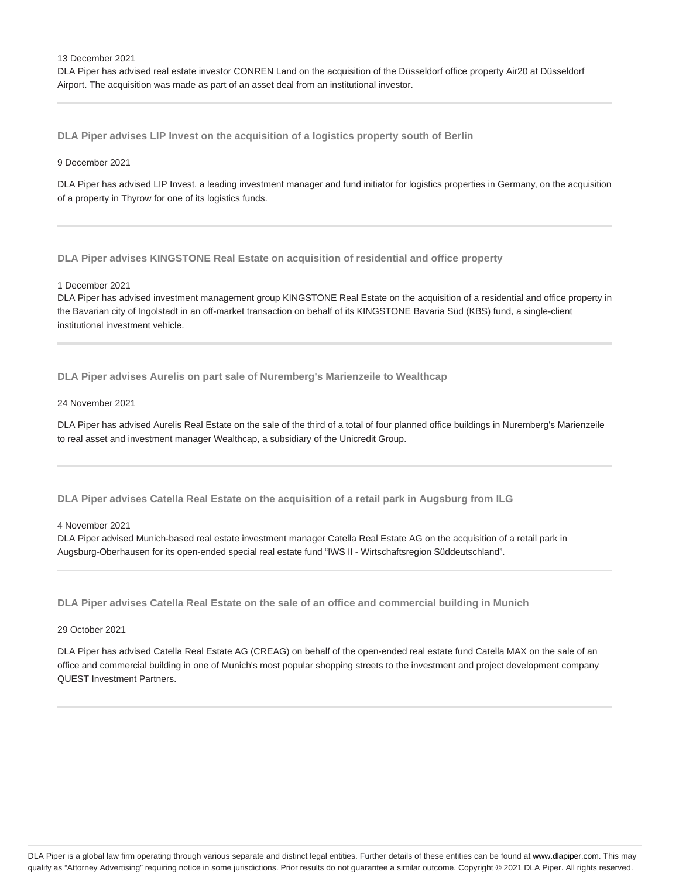13 December 2021

DLA Piper has advised real estate investor CONREN Land on the acquisition of the Düsseldorf office property Air20 at Düsseldorf Airport. The acquisition was made as part of an asset deal from an institutional investor.

---

### DLA Piper advises LIP Invest on the acquisition of a logistics property south of Berlin

9 December 2021

DLA Piper has advised LIP Invest, a leading investment manager and fund initiator for logistics properties in Germany, on the acquisition of a property in Thyrow for one of its logistics funds.

---

### DLA Piper advises KINGSTONE Real Estate on acquisition of residential and office property

1 December 2021

DLA Piper has advised investment management group KINGSTONE Real Estate on the acquisition of a residential and office property in the Bavarian city of Ingolstadt in an off-market transaction on behalf of its KINGSTONE Bavaria Süd (KBS) fund, a single-client institutional investment vehicle.

---

### DLA Piper advises Aurelis on part sale of Nuremberg's Marienzeile to Wealthcap

24 November 2021

DLA Piper has advised Aurelis Real Estate on the sale of the third of a total of four planned office buildings in Nuremberg's Marienzeile to real asset and investment manager Wealthcap, a subsidiary of the Unicredit Group.

---

### DLA Piper advises Catella Real Estate on the acquisition of a retail park in Augsburg from ILG

4 November 2021

DLA Piper advised Munich-based real estate investment manager Catella Real Estate AG on the acquisition of a retail park in Augsburg-Oberhausen for its open-ended special real estate fund “IWS II - Wirtschaftsregion Süddeutschland”.

---

### DLA Piper advises Catella Real Estate on the sale of an office and commercial building in Munich

29 October 2021

DLA Piper has advised Catella Real Estate AG (CREAG) on behalf of the open-ended real estate fund Catella MAX on the sale of an office and commercial building in one of Munich's most popular shopping streets to the investment and project development company QUEST Investment Partners.

---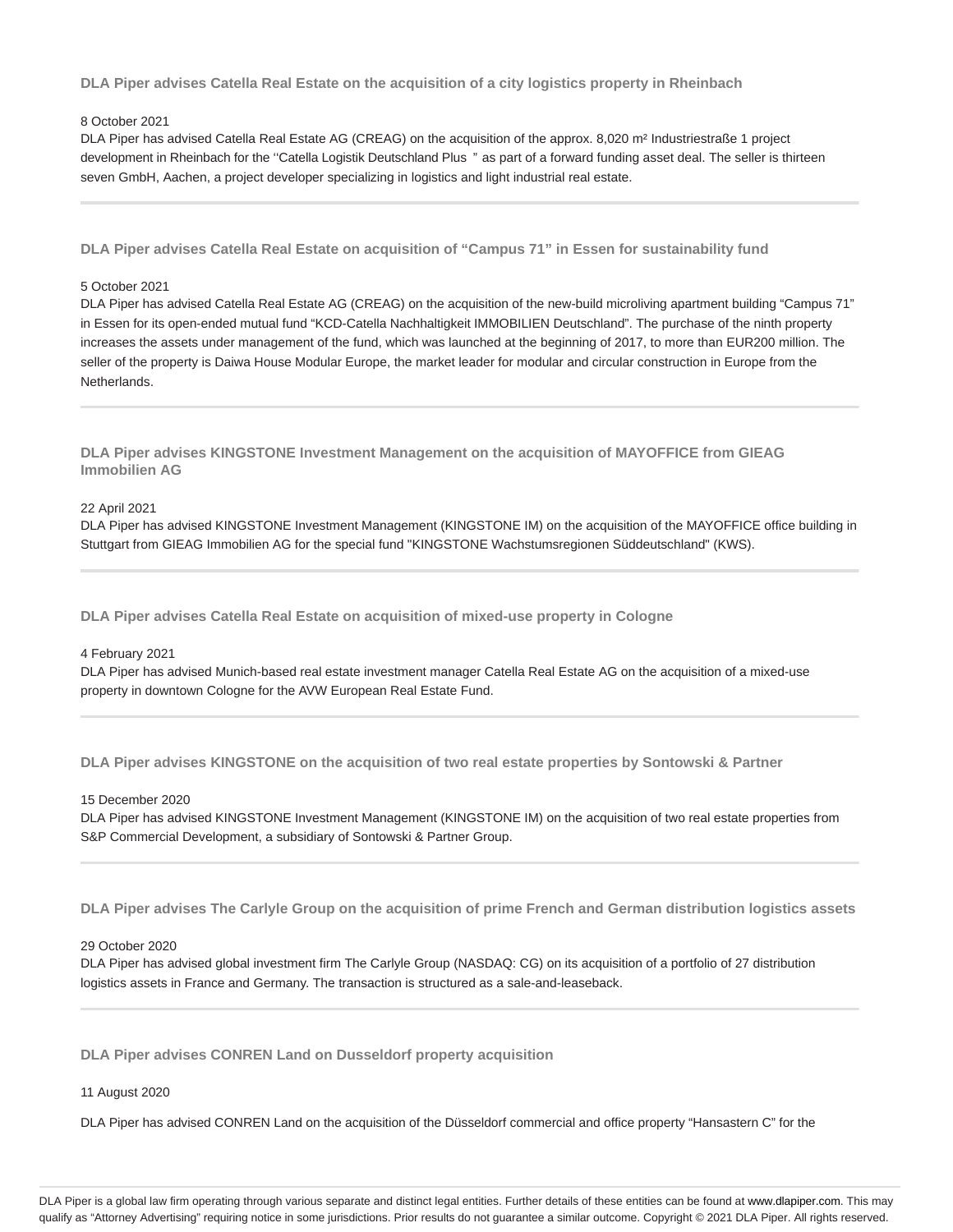### DLA Piper advises Catella Real Estate on the acquisition of a city logistics property in Rheinbach

8 October 2021

DLA Piper has advised Catella Real Estate AG (CREAG) on the acquisition of the approx. 8,020 m² Industriestraße 1 project development in Rheinbach for the ''Catella Logistik Deutschland Plus " as part of a forward funding asset deal. The seller is thirteen seven GmbH, Aachen, a project developer specializing in logistics and light industrial real estate.

---

### DLA Piper advises Catella Real Estate on acquisition of "Campus 71" in Essen for sustainability fund

5 October 2021

DLA Piper has advised Catella Real Estate AG (CREAG) on the acquisition of the new-build microliving apartment building "Campus 71" in Essen for its open-ended mutual fund "KCD-Catella Nachhaltigkeit IMMOBILIEN Deutschland". The purchase of the ninth property increases the assets under management of the fund, which was launched at the beginning of 2017, to more than EUR200 million. The seller of the property is Daiwa House Modular Europe, the market leader for modular and circular construction in Europe from the Netherlands.

---

### DLA Piper advises KINGSTONE Investment Management on the acquisition of MAYOFFICE from GIEAG Immobilien AG

22 April 2021

DLA Piper has advised KINGSTONE Investment Management (KINGSTONE IM) on the acquisition of the MAYOFFICE office building in Stuttgart from GIEAG Immobilien AG for the special fund "KINGSTONE Wachstumsregionen Süddeutschland" (KWS).

---

### DLA Piper advises Catella Real Estate on acquisition of mixed-use property in Cologne

4 February 2021

DLA Piper has advised Munich-based real estate investment manager Catella Real Estate AG on the acquisition of a mixed-use property in downtown Cologne for the AVW European Real Estate Fund.

---

### DLA Piper advises KINGSTONE on the acquisition of two real estate properties by Sontowski & Partner

15 December 2020

DLA Piper has advised KINGSTONE Investment Management (KINGSTONE IM) on the acquisition of two real estate properties from S&P Commercial Development, a subsidiary of Sontowski & Partner Group.

---

### DLA Piper advises The Carlyle Group on the acquisition of prime French and German distribution logistics assets

29 October 2020

DLA Piper has advised global investment firm The Carlyle Group (NASDAQ: CG) on its acquisition of a portfolio of 27 distribution logistics assets in France and Germany. The transaction is structured as a sale-and-leaseback.

---

### DLA Piper advises CONREN Land on Dusseldorf property acquisition

11 August 2020

DLA Piper has advised CONREN Land on the acquisition of the Düsseldorf commercial and office property "Hansastern C" for the

DLA Piper is a global law firm operating through various separate and distinct legal entities. Further details of these entities can be found at www.dlapiper.com. This may qualify as "Attorney Advertising" requiring notice in some jurisdictions. Prior results do not guarantee a similar outcome. Copyright © 2021 DLA Piper. All rights reserved.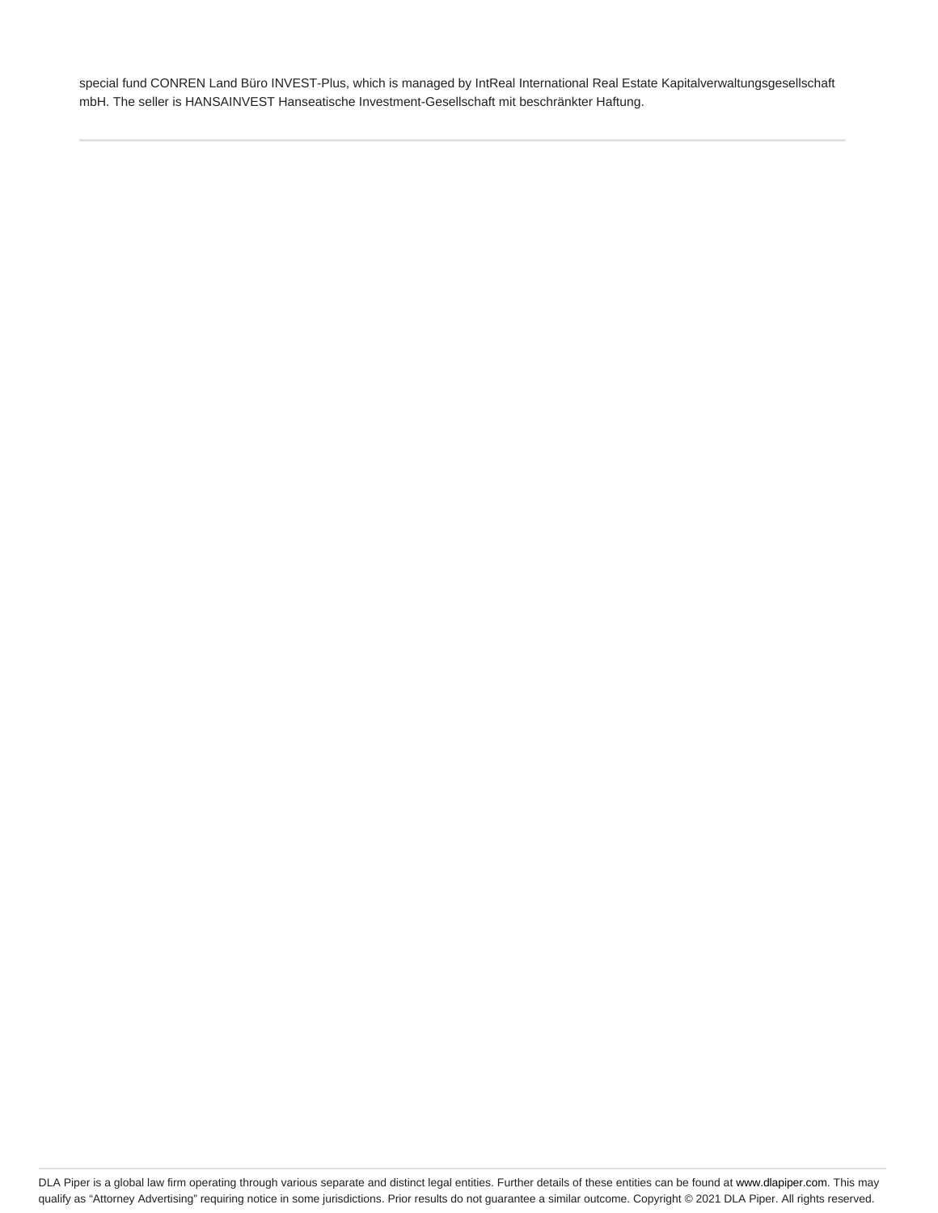special fund CONREN Land Büro INVEST-Plus, which is managed by IntReal International Real Estate Kapitalverwaltungsgesellschaft mbH. The seller is HANSAINVEST Hanseatische Investment-Gesellschaft mit beschränkter Haftung.

---

DLA Piper is a global law firm operating through various separate and distinct legal entities. Further details of these entities can be found at www.dlapiper.com. This may qualify as "Attorney Advertising" requiring notice in some jurisdictions. Prior results do not guarantee a similar outcome. Copyright © 2021 DLA Piper. All rights reserved.